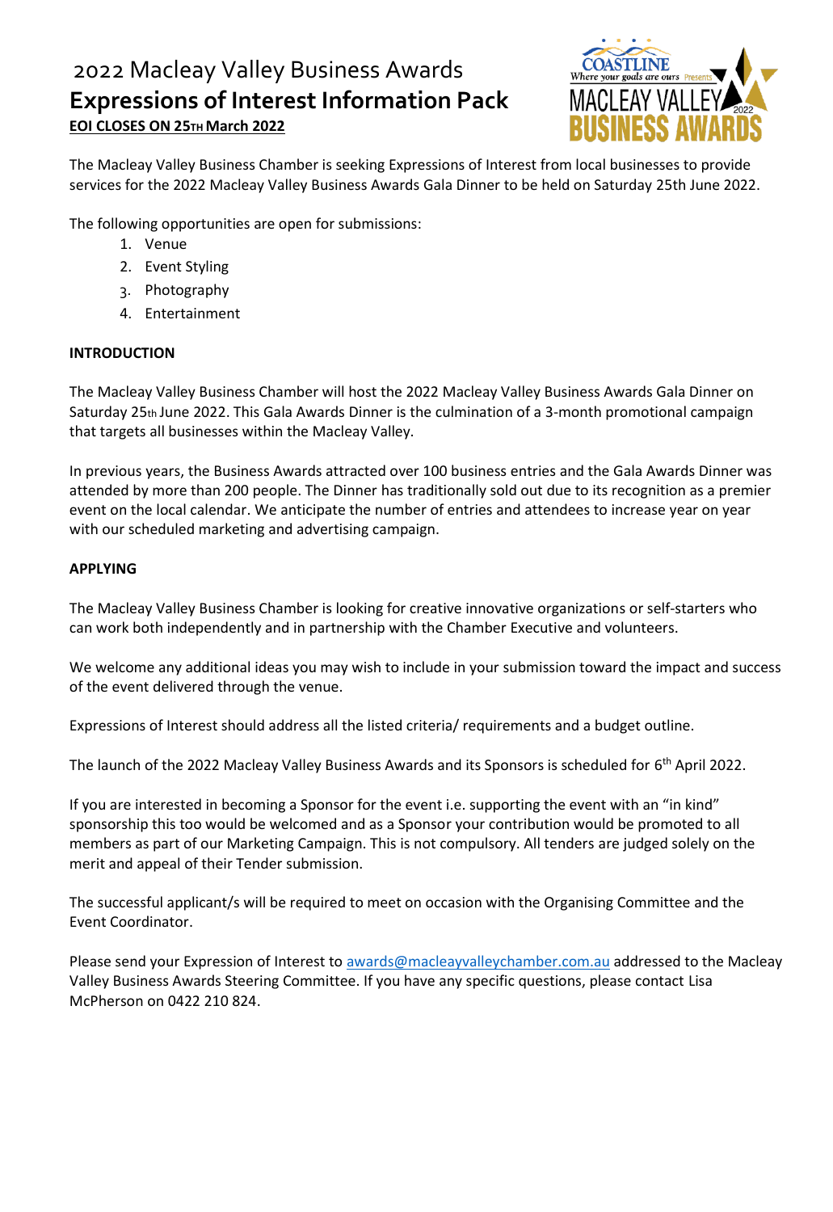# 2022 Macleay Valley Business Awards

## Expressions of Interest Information Pack

**EOI CLOSES ON 25TH March 2022**

The Macleay Business Chamber is seeking Expressions of Interest from local businesses to provide services for the 2022 Macleay Valley Business Awards Gala Dinner to be held on Saturday 25th June 2022.

The following opportunities are open for submissions:

1. Venue
2. Event Styling
3. Photography
4. Entertainment

**INTRODUCTION**

The Macleay Valley Business Chamber will host the 2022 Macleay Valley Business Awards Gala Dinner on Saturday 25th June 2022. This Gala Awards Dinner is the culmination of a 3-month promotional campaign that targets all businesses within the Macleay Valley.

In previous years, the Business Awards attracted over 100 business entries and the Gala Awards Dinner was attended by more than 200 people. The Dinner has traditionally sold out due to its recognition as a premier event on the local calendar. We anticipate the number of entries and attendees to increase year on year with our scheduled marketing and advertising campaign.

**APPLYING**

The Macleay Valley Business Chamber is looking for creative innovative organizations or self-starters who can work both independently and in partnership with the Chamber Executive and volunteers.

We welcome any additional ideas you may wish to include in your submission toward the impact and success of the event delivered through the venue.

Expressions of Interest should address all the listed criteria/ requirements and a budget outline.

The launch of the 2022 Macleay Valley Business Awards and its Sponsors is scheduled for 6th April 2022.

If you are interested in becoming a Sponsor for the event i.e. supporting the event with an "in kind" sponsorship this too would be welcomed and as a Sponsor your contribution would be promoted to all members as part of our Marketing Campaign. This is not compulsory. All tenders are judged solely on the merit and appeal of their Tender submission.

The successful applicant/s will be required to meet on occasion with the Organising Committee and the Event Coordinator.

Please send your Expression of Interest to awards@macleayvalleychamber.com.au addressed to the Macleay Valley Business Awards Steering Committee. If you have any specific questions, please contact Lisa McPherson on 0422 210 824.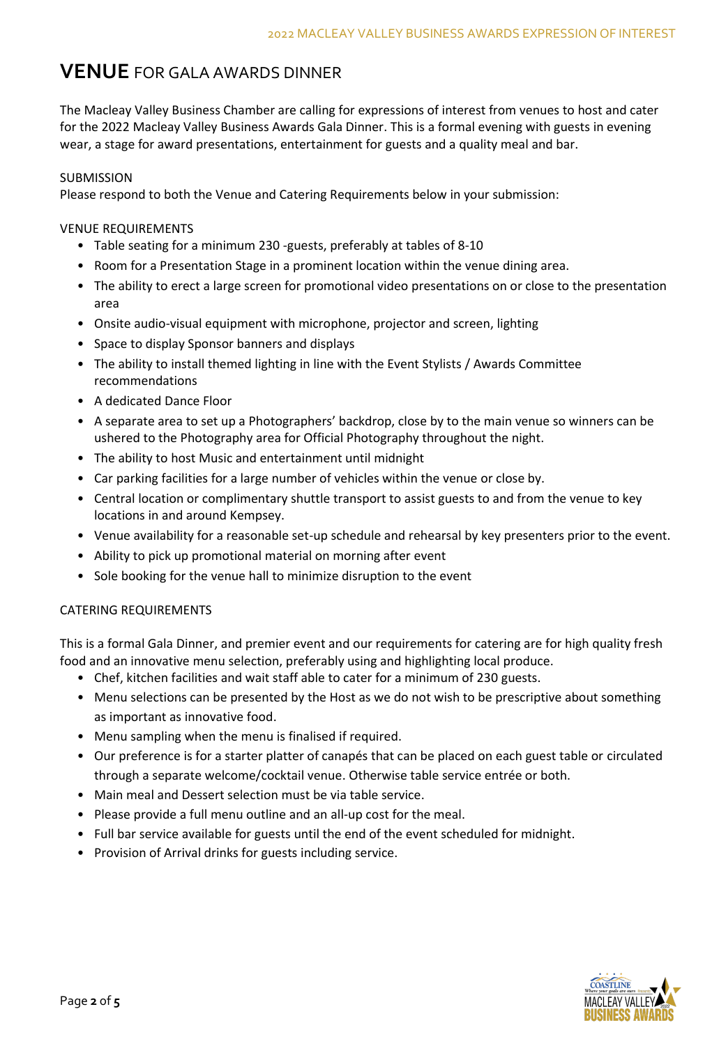# **VENUE** FOR GALA AWARDS DINNER

The Macleay Valley Business Chamber are calling for expressions of interest from venues to host and cater for the 2022 Macleay Valley Business Awards Gala Dinner. This is a formal evening with guests in evening wear, a stage for award presentations, entertainment for guests and a quality meal and bar.

SUBMISSION

Please respond to both the Venue and Catering Requirements below in your submission:

VENUE REQUIREMENTS

- Table seating for a minimum 230 -guests, preferably at tables of 8-10
- Room for a Presentation Stage in a prominent location within the venue dining area.
- The ability to erect a large screen for promotional video presentations on or close to the presentation area
- Onsite audio-visual equipment with microphone, projector and screen, lighting
- Space to display Sponsor banners and displays
- The ability to install themed lighting in line with the Event Stylists / Awards Committee recommendations
- A dedicated Dance Floor
- A separate area to set up a Photographers' backdrop, close by to the main venue so winners can be ushered to the Photography area for Official Photography throughout the night.
- The ability to host Music and entertainment until midnight
- Car parking facilities for a large number of vehicles within the venue or close by.
- Central location or complimentary shuttle transport to assist guests to and from the venue to key locations in and around Kempsey.
- Venue availability for a reasonable set-up schedule and rehearsal by key presenters prior to the event.
- Ability to pick up promotional material on morning after event
- Sole booking for the venue hall to minimize disruption to the event

CATERING REQUIREMENTS

This is a formal Gala Dinner, and premier event and our requirements for catering are for high quality fresh food and an innovative menu selection, preferably using and highlighting local produce.

- Chef, kitchen facilities and wait staff able to cater for a minimum of 230 guests.
- Menu selections can be presented by the Host as we do not wish to be prescriptive about something as important as innovative food.
- Menu sampling when the menu is finalised if required.
- Our preference is for a starter platter of canapés that can be placed on each guest table or circulated through a separate welcome/cocktail venue. Otherwise table service entrée or both.
- Main meal and Dessert selection must be via table service.
- Please provide a full menu outline and an all-up cost for the meal.
- Full bar service available for guests until the end of the event scheduled for midnight.
- Provision of Arrival drinks for guests including service.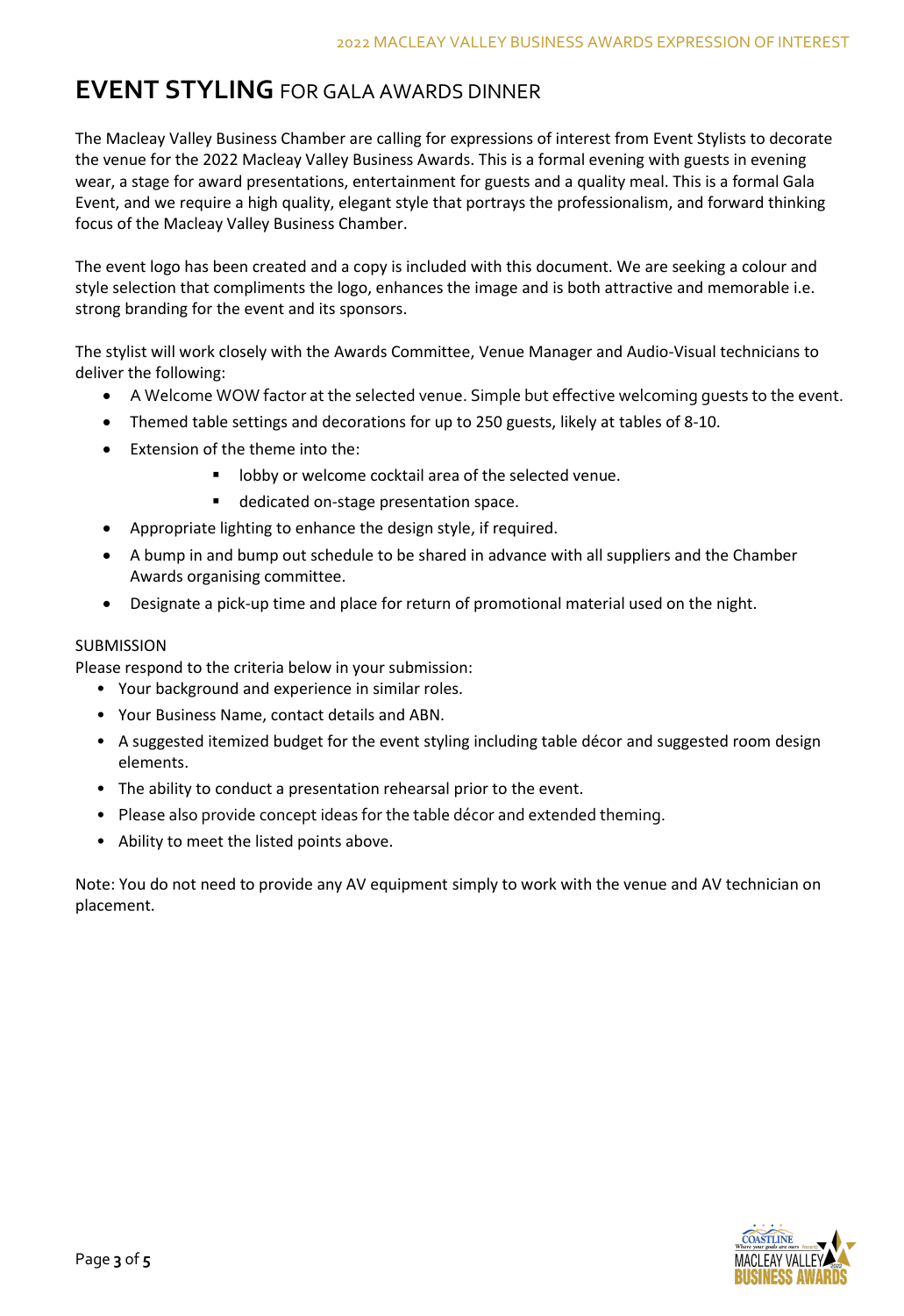# **EVENT STYLING** FOR GALA AWARDS DINNER

The Macleay Valley Business Chamber are calling for expressions of interest from Event Stylists to decorate the venue for the 2022 Macleay Valley Business Awards. This is a formal evening with guests in evening wear, a stage for award presentations, entertainment for guests and a quality meal. This is a formal Gala Event, and we require a high quality, elegant style that portrays the professionalism, and forward thinking focus of the Macleay Valley Business Chamber.

The event logo has been created and a copy is included with this document. We are seeking a colour and style selection that compliments the logo, enhances the image and is both attractive and memorable i.e. strong branding for the event and its sponsors.

The stylist will work closely with the Awards Committee, Venue Manager and Audio-Visual technicians to deliver the following:

- A Welcome WOW factor at the selected venue. Simple but effective welcoming guests to the event.
- Themed table settings and decorations for up to 250 guests, likely at tables of 8-10.
- Extension of the theme into the:
  - lobby or welcome cocktail area of the selected venue.
  - dedicated on-stage presentation space.
- Appropriate lighting to enhance the design style, if required.
- A bump in and bump out schedule to be shared in advance with all suppliers and the Chamber Awards organising committee.
- Designate a pick-up time and place for return of promotional material used on the night.

SUBMISSION

Please respond to the criteria below in your submission:

- Your background and experience in similar roles.
- Your Business Name, contact details and ABN.
- A suggested itemized budget for the event styling including table décor and suggested room design elements.
- The ability to conduct a presentation rehearsal prior to the event.
- Please also provide concept ideas for the table décor and extended theming.
- Ability to meet the listed points above.

Note: You do not need to provide any AV equipment simply to work with the venue and AV technician on placement.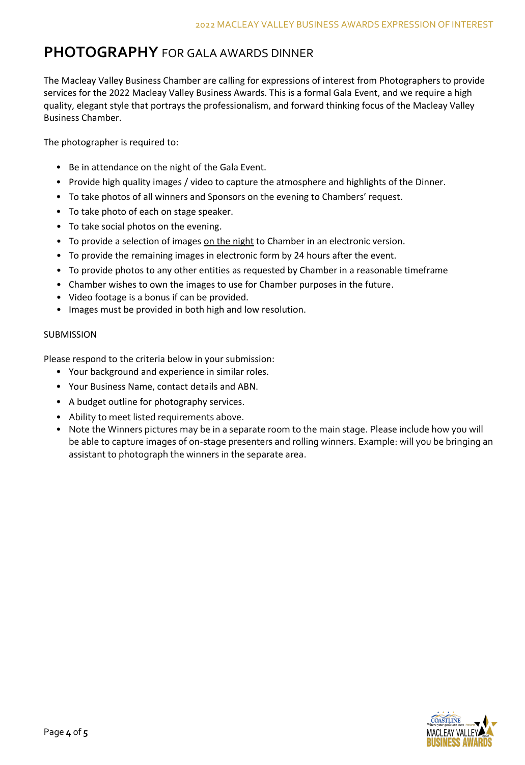# **PHOTOGRAPHY** FOR GALA AWARDS DINNER

The Macleay Valley Business Chamber are calling for expressions of interest from Photographers to provide services for the 2022 Macleay Valley Business Awards. This is a formal Gala Event, and we require a high quality, elegant style that portrays the professionalism, and forward thinking focus of the Macleay Valley Business Chamber.

The photographer is required to:

- Be in attendance on the night of the Gala Event.
- Provide high quality images / video to capture the atmosphere and highlights of the Dinner.
- To take photos of all winners and Sponsors on the evening to Chambers' request.
- To take photo of each on stage speaker.
- To take social photos on the evening.
- To provide a selection of images <u>on the night</u> to Chamber in an electronic version.
- To provide the remaining images in electronic form by 24 hours after the event.
- To provide photos to any other entities as requested by Chamber in a reasonable timeframe
- Chamber wishes to own the images to use for Chamber purposes in the future.
- Video footage is a bonus if can be provided.
- Images must be provided in both high and low resolution.

SUBMISSION

Please respond to the criteria below in your submission:

- Your background and experience in similar roles.
- Your Business Name, contact details and ABN.
- A budget outline for photography services.
- Ability to meet listed requirements above.
- Note the Winners pictures may be in a separate room to the main stage. Please include how you will be able to capture images of on-stage presenters and rolling winners. Example: will you be bringing an assistant to photograph the winners in the separate area.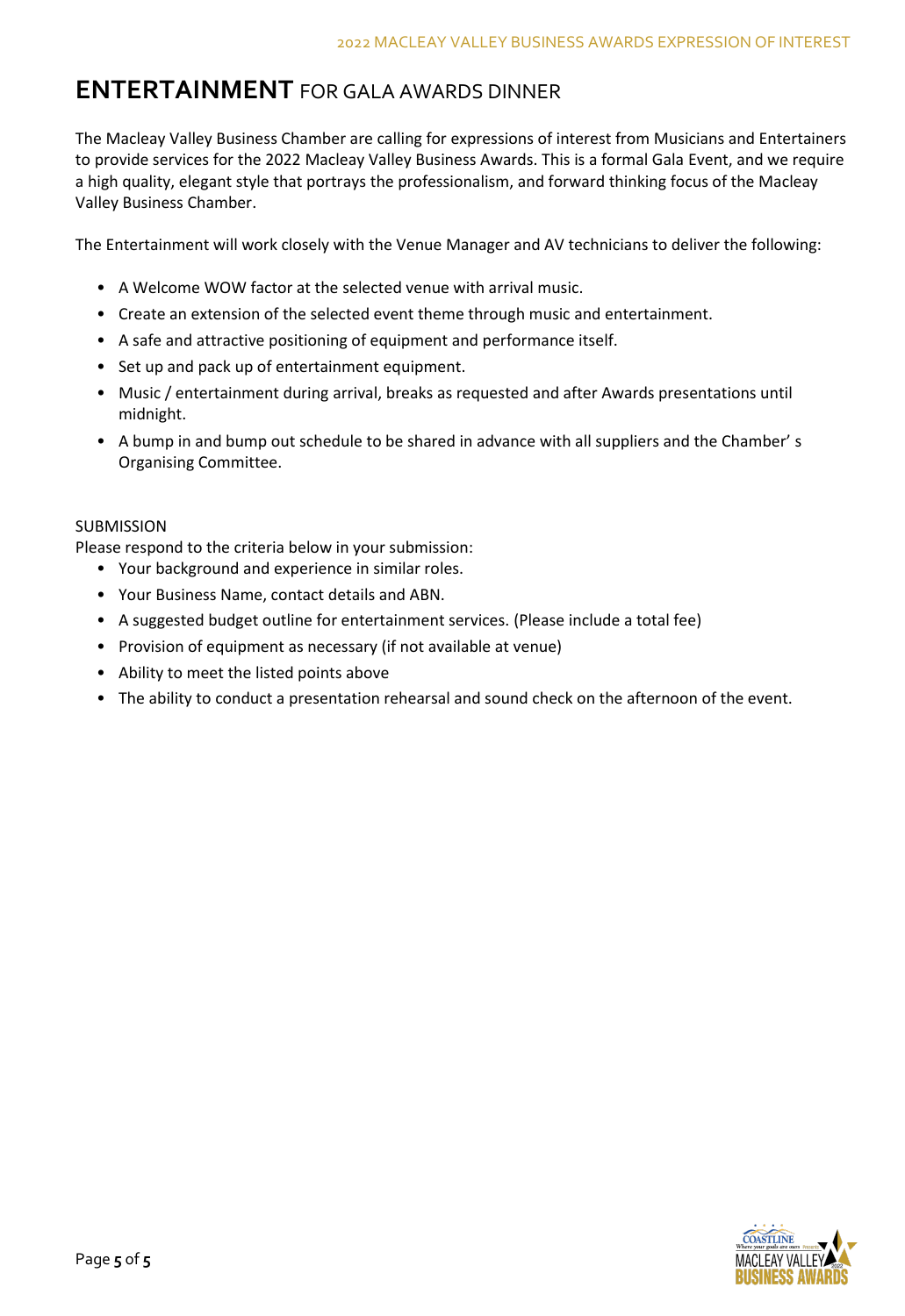# **ENTERTAINMENT** FOR GALA AWARDS DINNER

The Macleay Valley Business Chamber are calling for expressions of interest from Musicians and Entertainers to provide services for the 2022 Macleay Valley Business Awards. This is a formal Gala Event, and we require a high quality, elegant style that portrays the professionalism, and forward thinking focus of the Macleay Valley Business Chamber.

The Entertainment will work closely with the Venue Manager and AV technicians to deliver the following:

- A Welcome WOW factor at the selected venue with arrival music.
- Create an extension of the selected event theme through music and entertainment.
- A safe and attractive positioning of equipment and performance itself.
- Set up and pack up of entertainment equipment.
- Music / entertainment during arrival, breaks as requested and after Awards presentations until midnight.
- A bump in and bump out schedule to be shared in advance with all suppliers and the Chamber' s Organising Committee.

SUBMISSION

Please respond to the criteria below in your submission:

- Your background and experience in similar roles.
- Your Business Name, contact details and ABN.
- A suggested budget outline for entertainment services. (Please include a total fee)
- Provision of equipment as necessary (if not available at venue)
- Ability to meet the listed points above
- The ability to conduct a presentation rehearsal and sound check on the afternoon of the event.